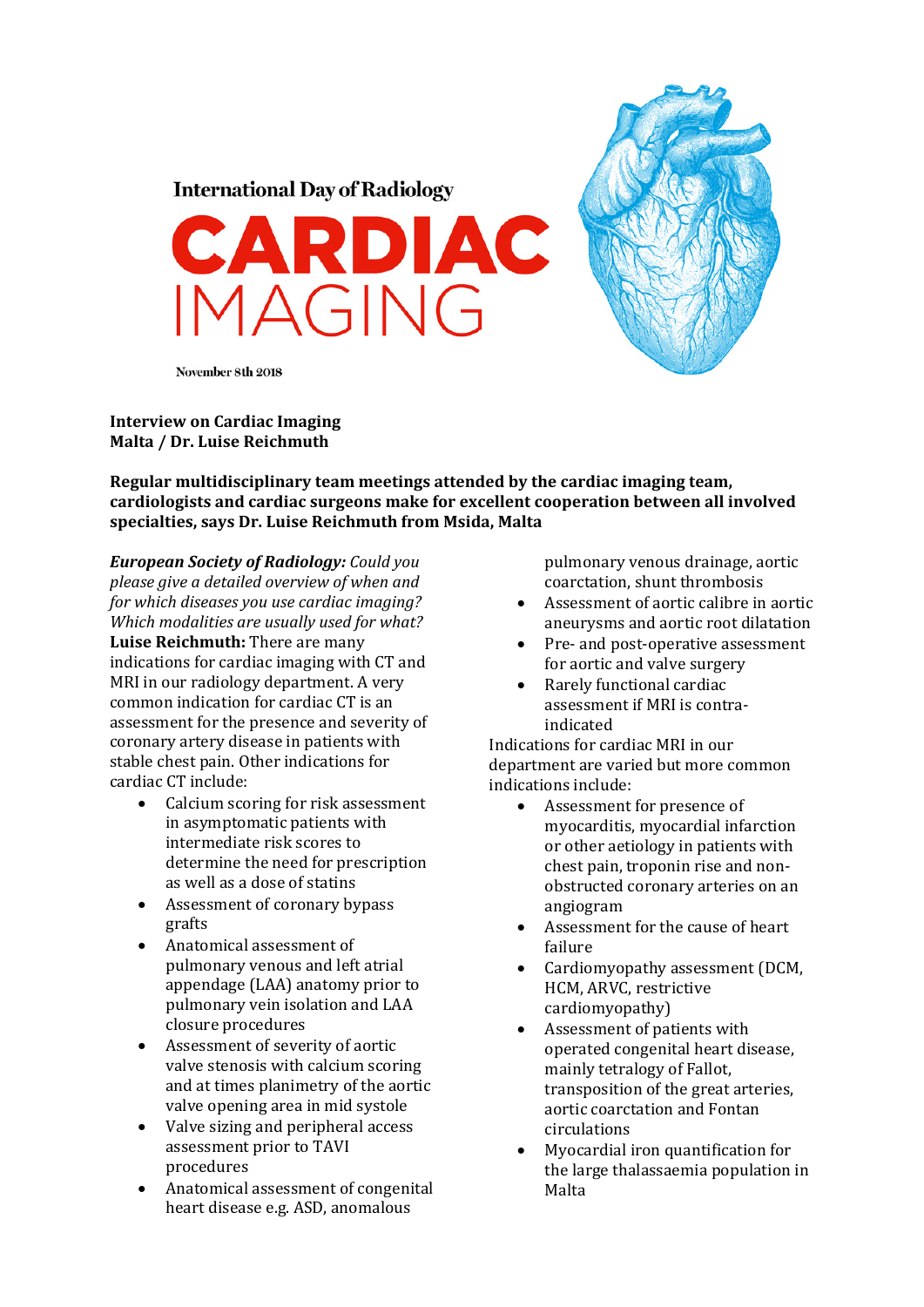International Day of Radiology

# CARDIAC IMAGING

November 8th 2018

**Interview on Cardiac Imaging**
**Malta / Dr. Luise Reichmuth**

**Regular multidisciplinary team meetings attended by the cardiac imaging team, cardiologists and cardiac surgeons make for excellent cooperation between all involved specialties, says Dr. Luise Reichmuth from Msida, Malta**

***European Society of Radiology:*** *Could you please give a detailed overview of when and for which diseases you use cardiac imaging? Which modalities are usually used for what?*

**Luise Reichmuth:** There are many indications for cardiac imaging with CT and MRI in our radiology department. A very common indication for cardiac CT is an assessment for the presence and severity of coronary artery disease in patients with stable chest pain. Other indications for cardiac CT include:

- Calcium scoring for risk assessment in asymptomatic patients with intermediate risk scores to determine the need for prescription as well as a dose of statins
- Assessment of coronary bypass grafts
- Anatomical assessment of pulmonary venous and left atrial appendage (LAA) anatomy prior to pulmonary vein isolation and LAA closure procedures
- Assessment of severity of aortic valve stenosis with calcium scoring and at times planimetry of the aortic valve opening area in mid systole
- Valve sizing and peripheral access assessment prior to TAVI procedures
- Anatomical assessment of congenital heart disease e.g. ASD, anomalous pulmonary venous drainage, aortic coarctation, shunt thrombosis
- Assessment of aortic calibre in aortic aneurysms and aortic root dilatation
- Pre- and post-operative assessment for aortic and valve surgery
- Rarely functional cardiac assessment if MRI is contra-indicated

Indications for cardiac MRI in our department are varied but more common indications include:

- Assessment for presence of myocarditis, myocardial infarction or other aetiology in patients with chest pain, troponin rise and non-obstructed coronary arteries on an angiogram
- Assessment for the cause of heart failure
- Cardiomyopathy assessment (DCM, HCM, ARVC, restrictive cardiomyopathy)
- Assessment of patients with operated congenital heart disease, mainly tetralogy of Fallot, transposition of the great arteries, aortic coarctation and Fontan circulations
- Myocardial iron quantification for the large thalassaemia population in Malta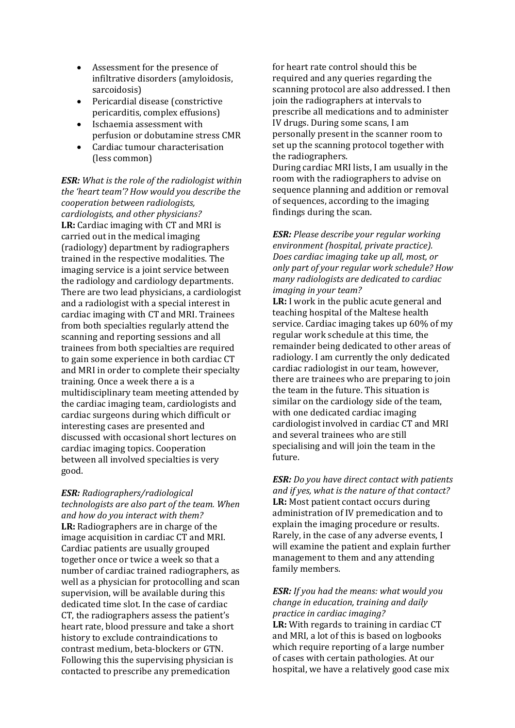- Assessment for the presence of infiltrative disorders (amyloidosis, sarcoidosis)
- Pericardial disease (constrictive pericarditis, complex effusions)
- Ischaemia assessment with perfusion or dobutamine stress CMR
- Cardiac tumour characterisation (less common)

***ESR:*** *What is the role of the radiologist within the 'heart team'? How would you describe the cooperation between radiologists, cardiologists, and other physicians?*

**LR:** Cardiac imaging with CT and MRI is carried out in the medical imaging (radiology) department by radiographers trained in the respective modalities. The imaging service is a joint service between the radiology and cardiology departments. There are two lead physicians, a cardiologist and a radiologist with a special interest in cardiac imaging with CT and MRI. Trainees from both specialties regularly attend the scanning and reporting sessions and all trainees from both specialties are required to gain some experience in both cardiac CT and MRI in order to complete their specialty training. Once a week there a is a multidisciplinary team meeting attended by the cardiac imaging team, cardiologists and cardiac surgeons during which difficult or interesting cases are presented and discussed with occasional short lectures on cardiac imaging topics. Cooperation between all involved specialties is very good.

***ESR:*** *Radiographers/radiological technologists are also part of the team. When and how do you interact with them?*

**LR:** Radiographers are in charge of the image acquisition in cardiac CT and MRI. Cardiac patients are usually grouped together once or twice a week so that a number of cardiac trained radiographers, as well as a physician for protocolling and scan supervision, will be available during this dedicated time slot. In the case of cardiac CT, the radiographers assess the patient's heart rate, blood pressure and take a short history to exclude contraindications to contrast medium, beta-blockers or GTN. Following this the supervising physician is contacted to prescribe any premedication for heart rate control should this be required and any queries regarding the scanning protocol are also addressed. I then join the radiographers at intervals to prescribe all medications and to administer IV drugs. During some scans, I am personally present in the scanner room to set up the scanning protocol together with the radiographers.

During cardiac MRI lists, I am usually in the room with the radiographers to advise on sequence planning and addition or removal of sequences, according to the imaging findings during the scan.

***ESR:*** *Please describe your regular working environment (hospital, private practice). Does cardiac imaging take up all, most, or only part of your regular work schedule? How many radiologists are dedicated to cardiac imaging in your team?*

**LR:** I work in the public acute general and teaching hospital of the Maltese health service. Cardiac imaging takes up 60% of my regular work schedule at this time, the remainder being dedicated to other areas of radiology. I am currently the only dedicated cardiac radiologist in our team, however, there are trainees who are preparing to join the team in the future. This situation is similar on the cardiology side of the team, with one dedicated cardiac imaging cardiologist involved in cardiac CT and MRI and several trainees who are still specialising and will join the team in the future.

***ESR:*** *Do you have direct contact with patients and if yes, what is the nature of that contact?*

**LR:** Most patient contact occurs during administration of IV premedication and to explain the imaging procedure or results. Rarely, in the case of any adverse events, I will examine the patient and explain further management to them and any attending family members.

***ESR:*** *If you had the means: what would you change in education, training and daily practice in cardiac imaging?*

**LR:** With regards to training in cardiac CT and MRI, a lot of this is based on logbooks which require reporting of a large number of cases with certain pathologies. At our hospital, we have a relatively good case mix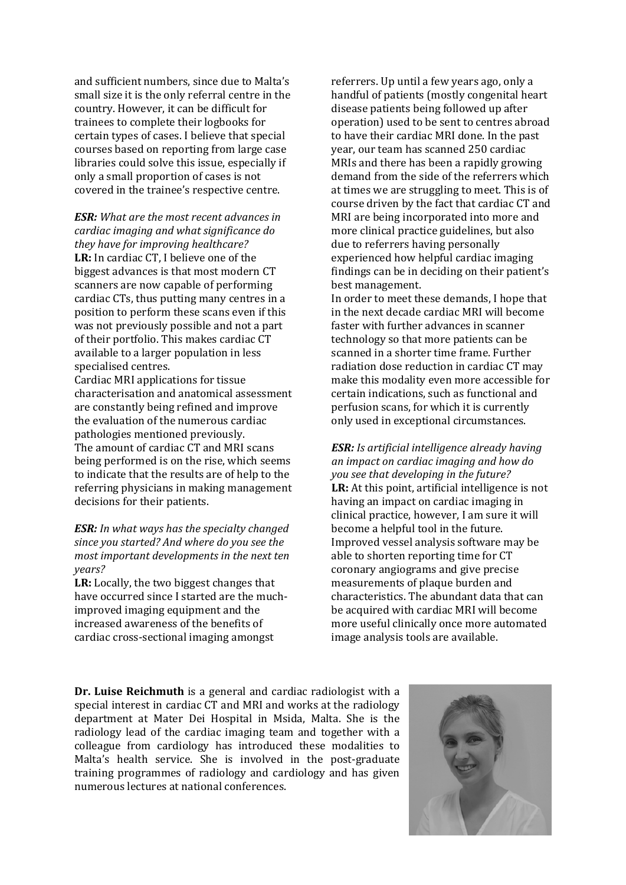and sufficient numbers, since due to Malta's small size it is the only referral centre in the country. However, it can be difficult for trainees to complete their logbooks for certain types of cases. I believe that special courses based on reporting from large case libraries could solve this issue, especially if only a small proportion of cases is not covered in the trainee's respective centre.

***ESR:*** *What are the most recent advances in cardiac imaging and what significance do they have for improving healthcare?*
**LR:** In cardiac CT, I believe one of the biggest advances is that most modern CT scanners are now capable of performing cardiac CTs, thus putting many centres in a position to perform these scans even if this was not previously possible and not a part of their portfolio. This makes cardiac CT available to a larger population in less specialised centres.
Cardiac MRI applications for tissue characterisation and anatomical assessment are constantly being refined and improve the evaluation of the numerous cardiac pathologies mentioned previously.
The amount of cardiac CT and MRI scans being performed is on the rise, which seems to indicate that the results are of help to the referring physicians in making management decisions for their patients.

***ESR:*** *In what ways has the specialty changed since you started? And where do you see the most important developments in the next ten years?*
**LR:** Locally, the two biggest changes that have occurred since I started are the much-improved imaging equipment and the increased awareness of the benefits of cardiac cross-sectional imaging amongst referrers. Up until a few years ago, only a handful of patients (mostly congenital heart disease patients being followed up after operation) used to be sent to centres abroad to have their cardiac MRI done. In the past year, our team has scanned 250 cardiac MRIs and there has been a rapidly growing demand from the side of the referrers which at times we are struggling to meet. This is of course driven by the fact that cardiac CT and MRI are being incorporated into more and more clinical practice guidelines, but also due to referrers having personally experienced how helpful cardiac imaging findings can be in deciding on their patient's best management.
In order to meet these demands, I hope that in the next decade cardiac MRI will become faster with further advances in scanner technology so that more patients can be scanned in a shorter time frame. Further radiation dose reduction in cardiac CT may make this modality even more accessible for certain indications, such as functional and perfusion scans, for which it is currently only used in exceptional circumstances.

***ESR:*** *Is artificial intelligence already having an impact on cardiac imaging and how do you see that developing in the future?*
**LR:** At this point, artificial intelligence is not having an impact on cardiac imaging in clinical practice, however, I am sure it will become a helpful tool in the future. Improved vessel analysis software may be able to shorten reporting time for CT coronary angiograms and give precise measurements of plaque burden and characteristics. The abundant data that can be acquired with cardiac MRI will become more useful clinically once more automated image analysis tools are available.

**Dr. Luise Reichmuth** is a general and cardiac radiologist with a special interest in cardiac CT and MRI and works at the radiology department at Mater Dei Hospital in Msida, Malta. She is the radiology lead of the cardiac imaging team and together with a colleague from cardiology has introduced these modalities to Malta's health service. She is involved in the post-graduate training programmes of radiology and cardiology and has given numerous lectures at national conferences.